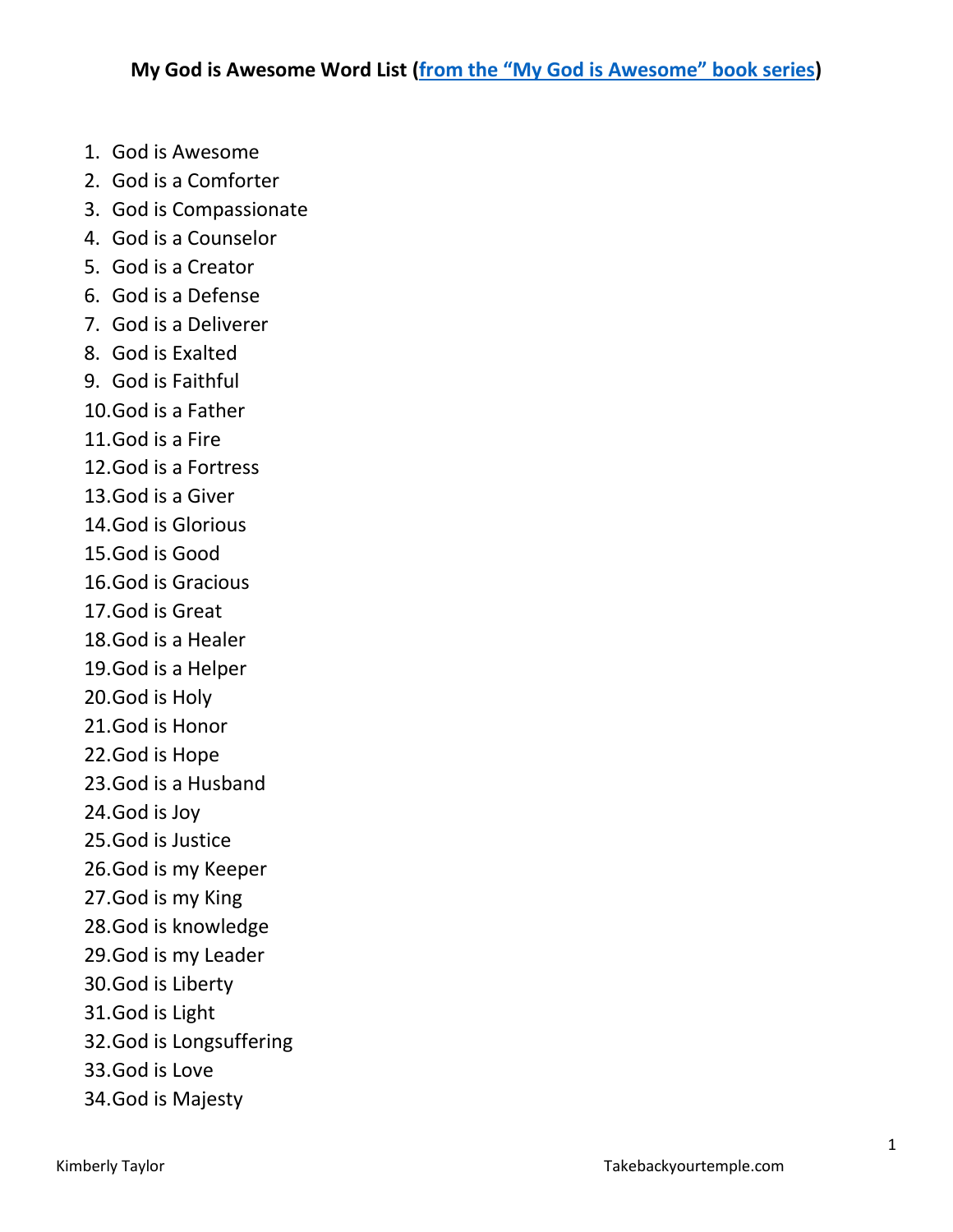**My God is Awesome Word List ([from the "My God is Awesome" book series]())**

1. God is Awesome
2. God is a Comforter
3. God is Compassionate
4. God is a Counselor
5. God is a Creator
6. God is a Defense
7. God is a Deliverer
8. God is Exalted
9. God is Faithful
10. God is a Father
11. God is a Fire
12. God is a Fortress
13. God is a Giver
14. God is Glorious
15. God is Good
16. God is Gracious
17. God is Great
18. God is a Healer
19. God is a Helper
20. God is Holy
21. God is Honor
22. God is Hope
23. God is a Husband
24. God is Joy
25. God is Justice
26. God is my Keeper
27. God is my King
28. God is knowledge
29. God is my Leader
30. God is Liberty
31. God is Light
32. God is Longsuffering
33. God is Love
34. God is Majesty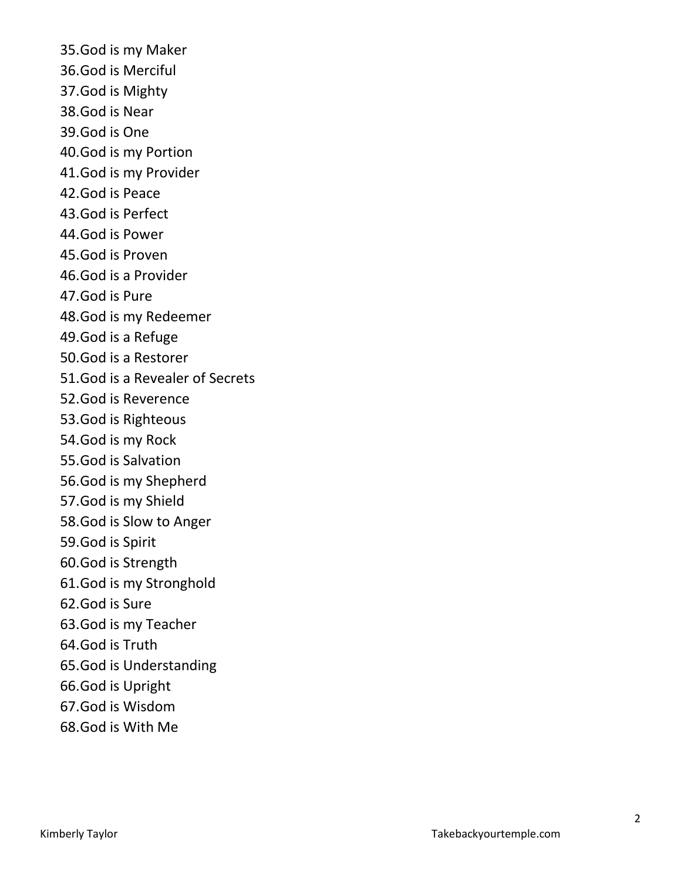35. God is my Maker
36. God is Merciful
37. God is Mighty
38. God is Near
39. God is One
40. God is my Portion
41. God is my Provider
42. God is Peace
43. God is Perfect
44. God is Power
45. God is Proven
46. God is a Provider
47. God is Pure
48. God is my Redeemer
49. God is a Refuge
50. God is a Restorer
51. God is a Revealer of Secrets
52. God is Reverence
53. God is Righteous
54. God is my Rock
55. God is Salvation
56. God is my Shepherd
57. God is my Shield
58. God is Slow to Anger
59. God is Spirit
60. God is Strength
61. God is my Stronghold
62. God is Sure
63. God is my Teacher
64. God is Truth
65. God is Understanding
66. God is Upright
67. God is Wisdom
68. God is With Me